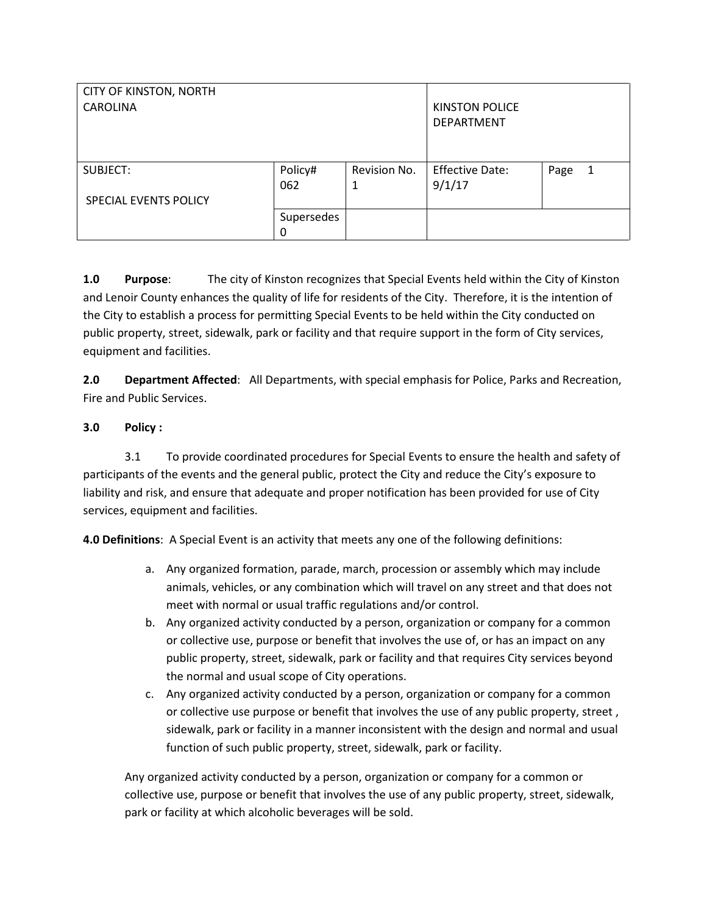| CITY OF KINSTON, NORTH CAROLINA | | | KINSTON POLICE DEPARTMENT | |
|---|---|---|---|---|
| SUBJECT: SPECIAL EVENTS POLICY | Policy# 062 | Revision No. 1 | Effective Date: 9/1/17 | Page 1 |
| | Supersedes 0 | | | |

**1.0 Purpose**: The city of Kinston recognizes that Special Events held within the City of Kinston and Lenoir County enhances the quality of life for residents of the City. Therefore, it is the intention of the City to establish a process for permitting Special Events to be held within the City conducted on public property, street, sidewalk, park or facility and that require support in the form of City services, equipment and facilities.

**2.0 Department Affected**: All Departments, with special emphasis for Police, Parks and Recreation, Fire and Public Services.

**3.0 Policy :**

3.1 To provide coordinated procedures for Special Events to ensure the health and safety of participants of the events and the general public, protect the City and reduce the City's exposure to liability and risk, and ensure that adequate and proper notification has been provided for use of City services, equipment and facilities.

**4.0 Definitions**: A Special Event is an activity that meets any one of the following definitions:

a. Any organized formation, parade, march, procession or assembly which may include animals, vehicles, or any combination which will travel on any street and that does not meet with normal or usual traffic regulations and/or control.
b. Any organized activity conducted by a person, organization or company for a common or collective use, purpose or benefit that involves the use of, or has an impact on any public property, street, sidewalk, park or facility and that requires City services beyond the normal and usual scope of City operations.
c. Any organized activity conducted by a person, organization or company for a common or collective use purpose or benefit that involves the use of any public property, street , sidewalk, park or facility in a manner inconsistent with the design and normal and usual function of such public property, street, sidewalk, park or facility.

Any organized activity conducted by a person, organization or company for a common or collective use, purpose or benefit that involves the use of any public property, street, sidewalk, park or facility at which alcoholic beverages will be sold.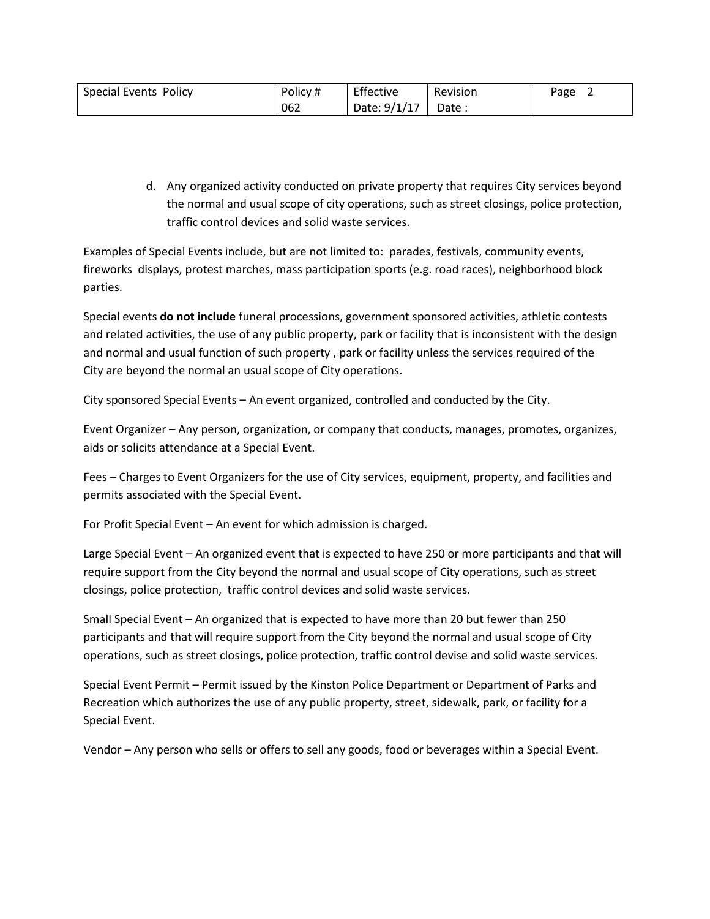d. Any organized activity conducted on private property that requires City services beyond the normal and usual scope of city operations, such as street closings, police protection, traffic control devices and solid waste services.

Examples of Special Events include, but are not limited to: parades, festivals, community events, fireworks displays, protest marches, mass participation sports (e.g. road races), neighborhood block parties.

Special events **do not include** funeral processions, government sponsored activities, athletic contests and related activities, the use of any public property, park or facility that is inconsistent with the design and normal and usual function of such property , park or facility unless the services required of the City are beyond the normal an usual scope of City operations.

City sponsored Special Events – An event organized, controlled and conducted by the City.

Event Organizer – Any person, organization, or company that conducts, manages, promotes, organizes, aids or solicits attendance at a Special Event.

Fees – Charges to Event Organizers for the use of City services, equipment, property, and facilities and permits associated with the Special Event.

For Profit Special Event – An event for which admission is charged.

Large Special Event – An organized event that is expected to have 250 or more participants and that will require support from the City beyond the normal and usual scope of City operations, such as street closings, police protection, traffic control devices and solid waste services.

Small Special Event – An organized that is expected to have more than 20 but fewer than 250 participants and that will require support from the City beyond the normal and usual scope of City operations, such as street closings, police protection, traffic control devise and solid waste services.

Special Event Permit – Permit issued by the Kinston Police Department or Department of Parks and Recreation which authorizes the use of any public property, street, sidewalk, park, or facility for a Special Event.

Vendor – Any person who sells or offers to sell any goods, food or beverages within a Special Event.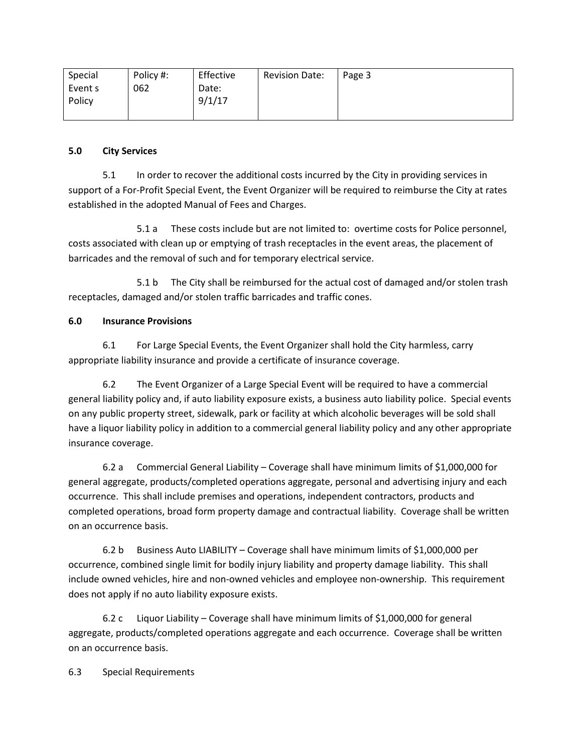## 5.0 City Services

5.1 In order to recover the additional costs incurred by the City in providing services in support of a For-Profit Special Event, the Event Organizer will be required to reimburse the City at rates established in the adopted Manual of Fees and Charges.

5.1 a These costs include but are not limited to: overtime costs for Police personnel, costs associated with clean up or emptying of trash receptacles in the event areas, the placement of barricades and the removal of such and for temporary electrical service.

5.1 b The City shall be reimbursed for the actual cost of damaged and/or stolen trash receptacles, damaged and/or stolen traffic barricades and traffic cones.

## 6.0 Insurance Provisions

6.1 For Large Special Events, the Event Organizer shall hold the City harmless, carry appropriate liability insurance and provide a certificate of insurance coverage.

6.2 The Event Organizer of a Large Special Event will be required to have a commercial general liability policy and, if auto liability exposure exists, a business auto liability police. Special events on any public property street, sidewalk, park or facility at which alcoholic beverages will be sold shall have a liquor liability policy in addition to a commercial general liability policy and any other appropriate insurance coverage.

6.2 a Commercial General Liability – Coverage shall have minimum limits of $1,000,000 for general aggregate, products/completed operations aggregate, personal and advertising injury and each occurrence. This shall include premises and operations, independent contractors, products and completed operations, broad form property damage and contractual liability. Coverage shall be written on an occurrence basis.

6.2 b Business Auto LIABILITY – Coverage shall have minimum limits of $1,000,000 per occurrence, combined single limit for bodily injury liability and property damage liability. This shall include owned vehicles, hire and non-owned vehicles and employee non-ownership. This requirement does not apply if no auto liability exposure exists.

6.2 c Liquor Liability – Coverage shall have minimum limits of $1,000,000 for general aggregate, products/completed operations aggregate and each occurrence. Coverage shall be written on an occurrence basis.

6.3 Special Requirements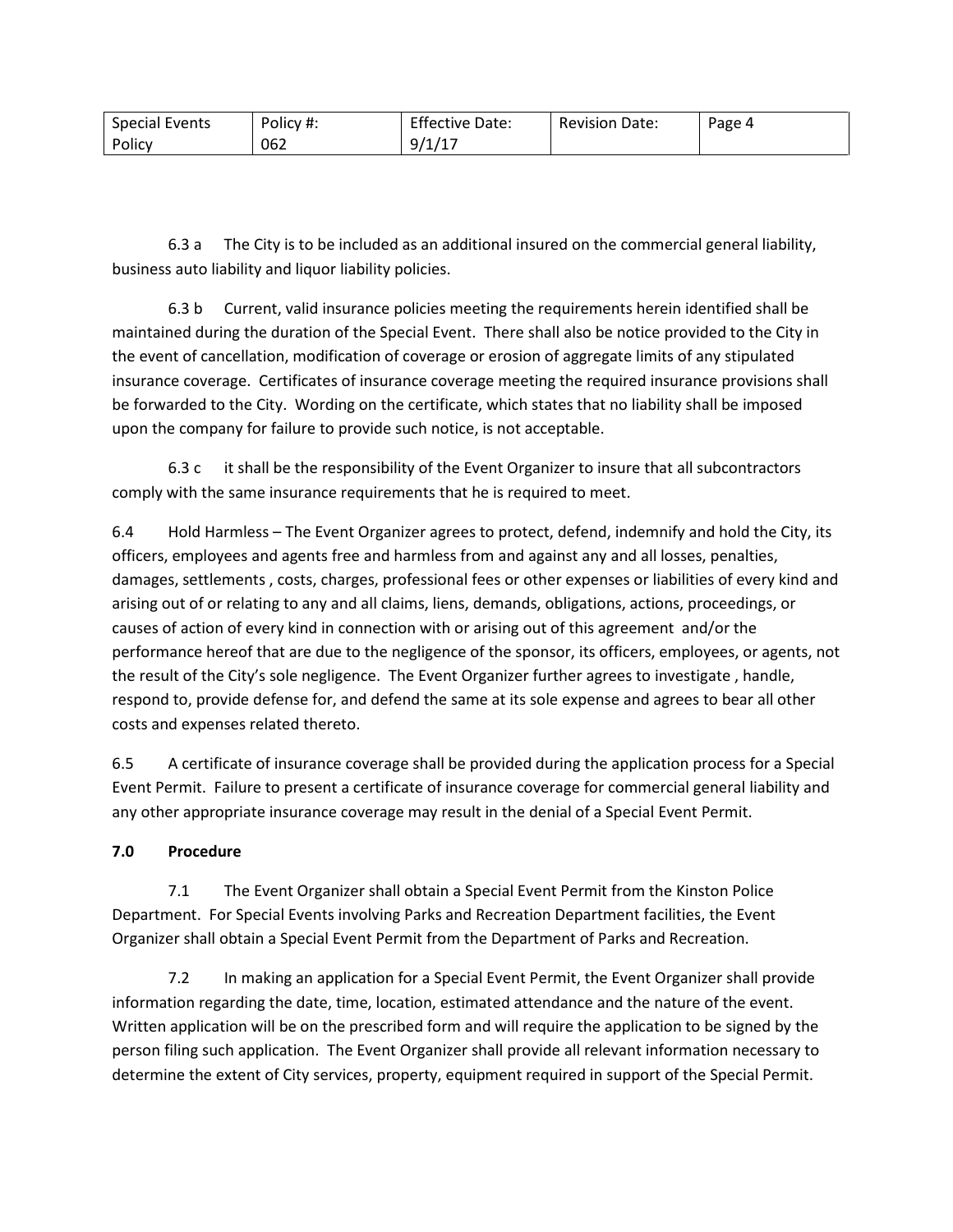6.3 a The City is to be included as an additional insured on the commercial general liability, business auto liability and liquor liability policies.

6.3 b Current, valid insurance policies meeting the requirements herein identified shall be maintained during the duration of the Special Event. There shall also be notice provided to the City in the event of cancellation, modification of coverage or erosion of aggregate limits of any stipulated insurance coverage. Certificates of insurance coverage meeting the required insurance provisions shall be forwarded to the City. Wording on the certificate, which states that no liability shall be imposed upon the company for failure to provide such notice, is not acceptable.

6.3 c it shall be the responsibility of the Event Organizer to insure that all subcontractors comply with the same insurance requirements that he is required to meet.

6.4 Hold Harmless – The Event Organizer agrees to protect, defend, indemnify and hold the City, its officers, employees and agents free and harmless from and against any and all losses, penalties, damages, settlements , costs, charges, professional fees or other expenses or liabilities of every kind and arising out of or relating to any and all claims, liens, demands, obligations, actions, proceedings, or causes of action of every kind in connection with or arising out of this agreement and/or the performance hereof that are due to the negligence of the sponsor, its officers, employees, or agents, not the result of the City's sole negligence. The Event Organizer further agrees to investigate , handle, respond to, provide defense for, and defend the same at its sole expense and agrees to bear all other costs and expenses related thereto.

6.5 A certificate of insurance coverage shall be provided during the application process for a Special Event Permit. Failure to present a certificate of insurance coverage for commercial general liability and any other appropriate insurance coverage may result in the denial of a Special Event Permit.

## 7.0 Procedure

7.1 The Event Organizer shall obtain a Special Event Permit from the Kinston Police Department. For Special Events involving Parks and Recreation Department facilities, the Event Organizer shall obtain a Special Event Permit from the Department of Parks and Recreation.

7.2 In making an application for a Special Event Permit, the Event Organizer shall provide information regarding the date, time, location, estimated attendance and the nature of the event. Written application will be on the prescribed form and will require the application to be signed by the person filing such application. The Event Organizer shall provide all relevant information necessary to determine the extent of City services, property, equipment required in support of the Special Permit.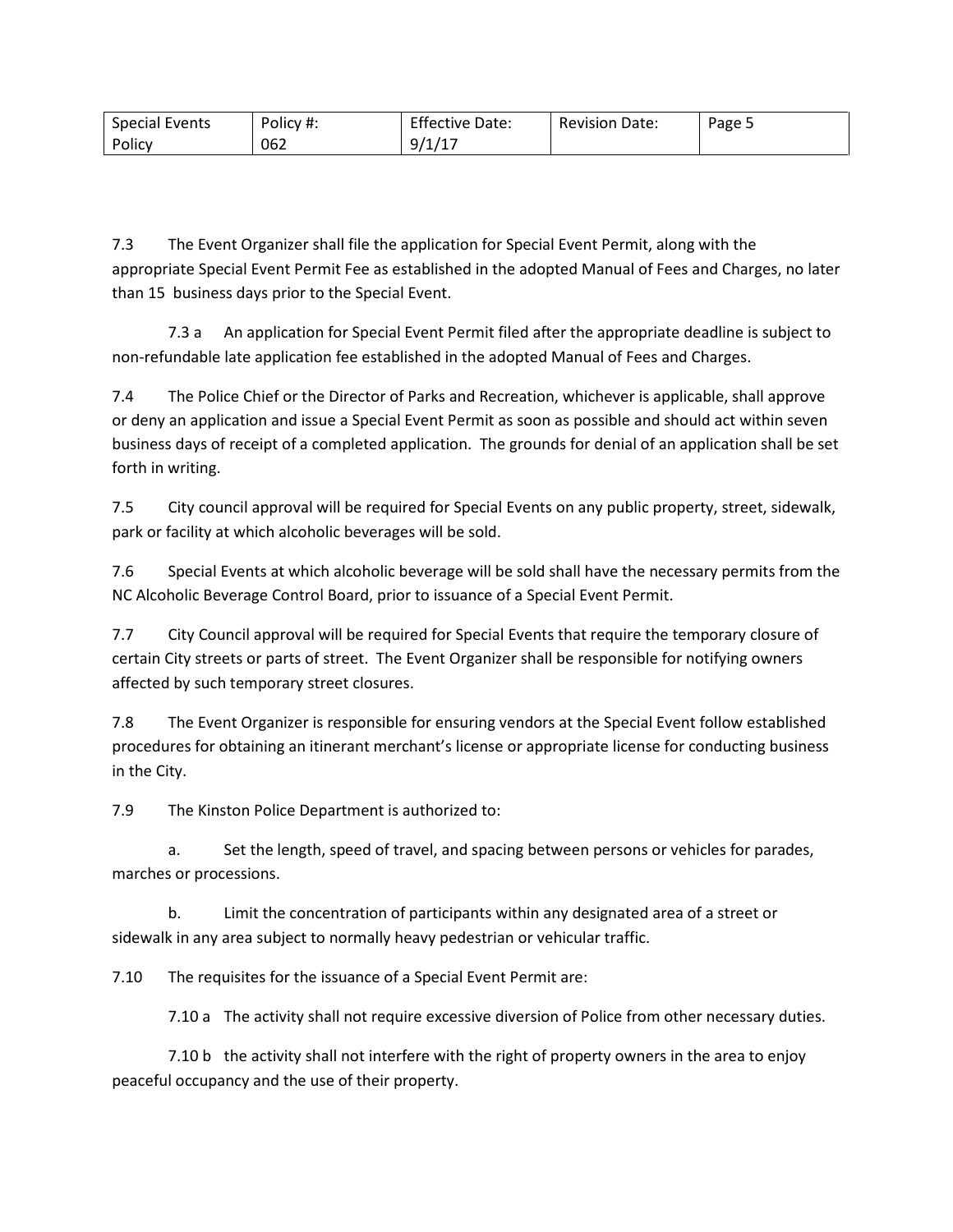7.3 The Event Organizer shall file the application for Special Event Permit, along with the appropriate Special Event Permit Fee as established in the adopted Manual of Fees and Charges, no later than 15 business days prior to the Special Event.

7.3 a An application for Special Event Permit filed after the appropriate deadline is subject to non-refundable late application fee established in the adopted Manual of Fees and Charges.

7.4 The Police Chief or the Director of Parks and Recreation, whichever is applicable, shall approve or deny an application and issue a Special Event Permit as soon as possible and should act within seven business days of receipt of a completed application. The grounds for denial of an application shall be set forth in writing.

7.5 City council approval will be required for Special Events on any public property, street, sidewalk, park or facility at which alcoholic beverages will be sold.

7.6 Special Events at which alcoholic beverage will be sold shall have the necessary permits from the NC Alcoholic Beverage Control Board, prior to issuance of a Special Event Permit.

7.7 City Council approval will be required for Special Events that require the temporary closure of certain City streets or parts of street. The Event Organizer shall be responsible for notifying owners affected by such temporary street closures.

7.8 The Event Organizer is responsible for ensuring vendors at the Special Event follow established procedures for obtaining an itinerant merchant's license or appropriate license for conducting business in the City.

7.9 The Kinston Police Department is authorized to:

a. Set the length, speed of travel, and spacing between persons or vehicles for parades, marches or processions.

b. Limit the concentration of participants within any designated area of a street or sidewalk in any area subject to normally heavy pedestrian or vehicular traffic.

7.10 The requisites for the issuance of a Special Event Permit are:

7.10 a The activity shall not require excessive diversion of Police from other necessary duties.

7.10 b the activity shall not interfere with the right of property owners in the area to enjoy peaceful occupancy and the use of their property.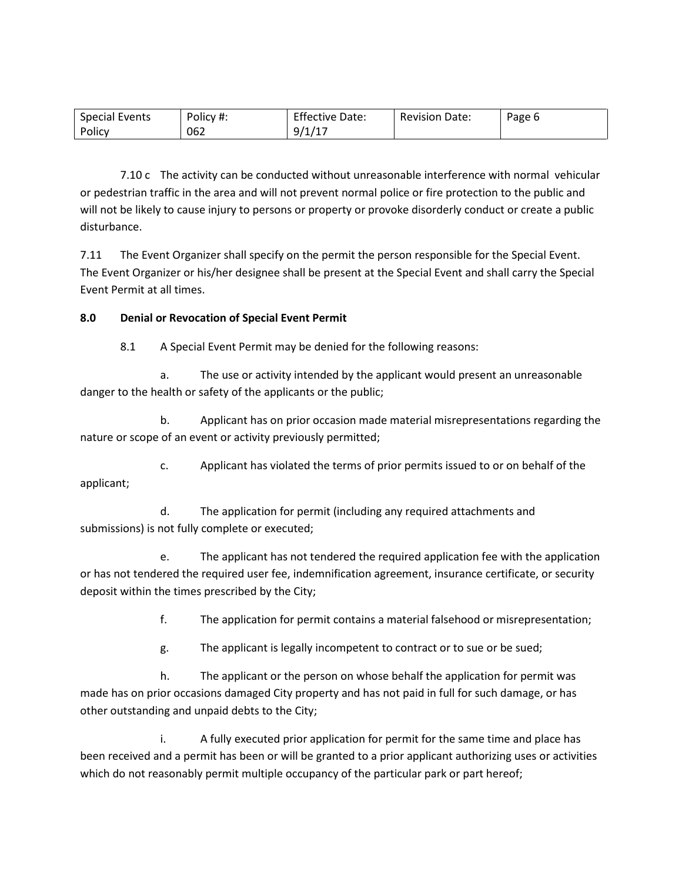7.10 c The activity can be conducted without unreasonable interference with normal vehicular or pedestrian traffic in the area and will not prevent normal police or fire protection to the public and will not be likely to cause injury to persons or property or provoke disorderly conduct or create a public disturbance.

7.11 The Event Organizer shall specify on the permit the person responsible for the Special Event. The Event Organizer or his/her designee shall be present at the Special Event and shall carry the Special Event Permit at all times.

**8.0 Denial or Revocation of Special Event Permit**

8.1 A Special Event Permit may be denied for the following reasons:

a. The use or activity intended by the applicant would present an unreasonable danger to the health or safety of the applicants or the public;

b. Applicant has on prior occasion made material misrepresentations regarding the nature or scope of an event or activity previously permitted;

c. Applicant has violated the terms of prior permits issued to or on behalf of the applicant;

d. The application for permit (including any required attachments and submissions) is not fully complete or executed;

e. The applicant has not tendered the required application fee with the application or has not tendered the required user fee, indemnification agreement, insurance certificate, or security deposit within the times prescribed by the City;

f. The application for permit contains a material falsehood or misrepresentation;

g. The applicant is legally incompetent to contract or to sue or be sued;

h. The applicant or the person on whose behalf the application for permit was made has on prior occasions damaged City property and has not paid in full for such damage, or has other outstanding and unpaid debts to the City;

i. A fully executed prior application for permit for the same time and place has been received and a permit has been or will be granted to a prior applicant authorizing uses or activities which do not reasonably permit multiple occupancy of the particular park or part hereof;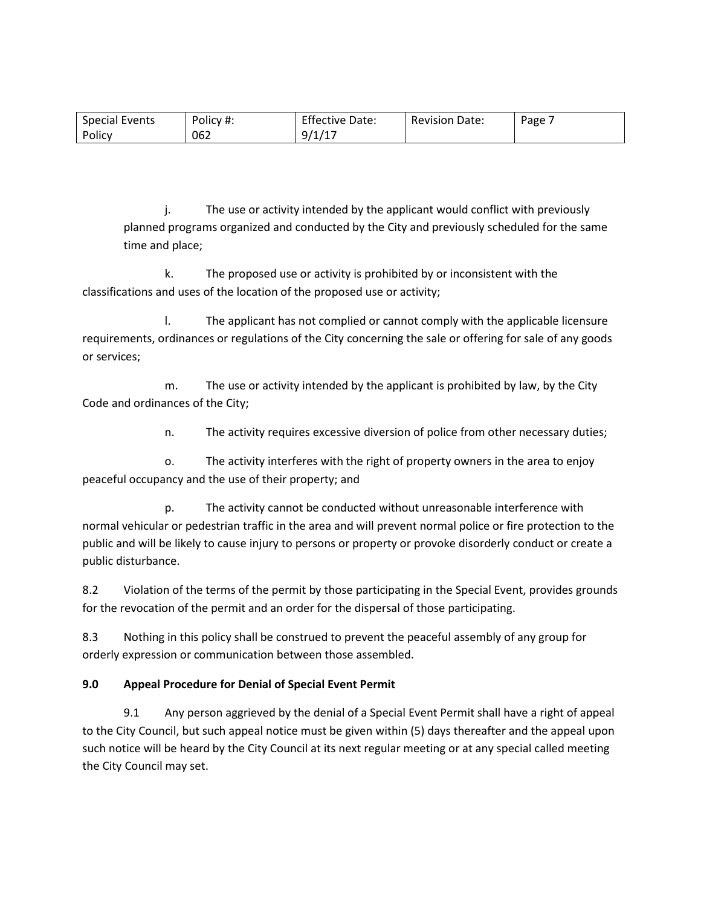j. The use or activity intended by the applicant would conflict with previously planned programs organized and conducted by the City and previously scheduled for the same time and place;

k. The proposed use or activity is prohibited by or inconsistent with the classifications and uses of the location of the proposed use or activity;

l. The applicant has not complied or cannot comply with the applicable licensure requirements, ordinances or regulations of the City concerning the sale or offering for sale of any goods or services;

m. The use or activity intended by the applicant is prohibited by law, by the City Code and ordinances of the City;

n. The activity requires excessive diversion of police from other necessary duties;

o. The activity interferes with the right of property owners in the area to enjoy peaceful occupancy and the use of their property; and

p. The activity cannot be conducted without unreasonable interference with normal vehicular or pedestrian traffic in the area and will prevent normal police or fire protection to the public and will be likely to cause injury to persons or property or provoke disorderly conduct or create a public disturbance.

8.2 Violation of the terms of the permit by those participating in the Special Event, provides grounds for the revocation of the permit and an order for the dispersal of those participating.

8.3 Nothing in this policy shall be construed to prevent the peaceful assembly of any group for orderly expression or communication between those assembled.

**9.0 Appeal Procedure for Denial of Special Event Permit**

9.1 Any person aggrieved by the denial of a Special Event Permit shall have a right of appeal to the City Council, but such appeal notice must be given within (5) days thereafter and the appeal upon such notice will be heard by the City Council at its next regular meeting or at any special called meeting the City Council may set.